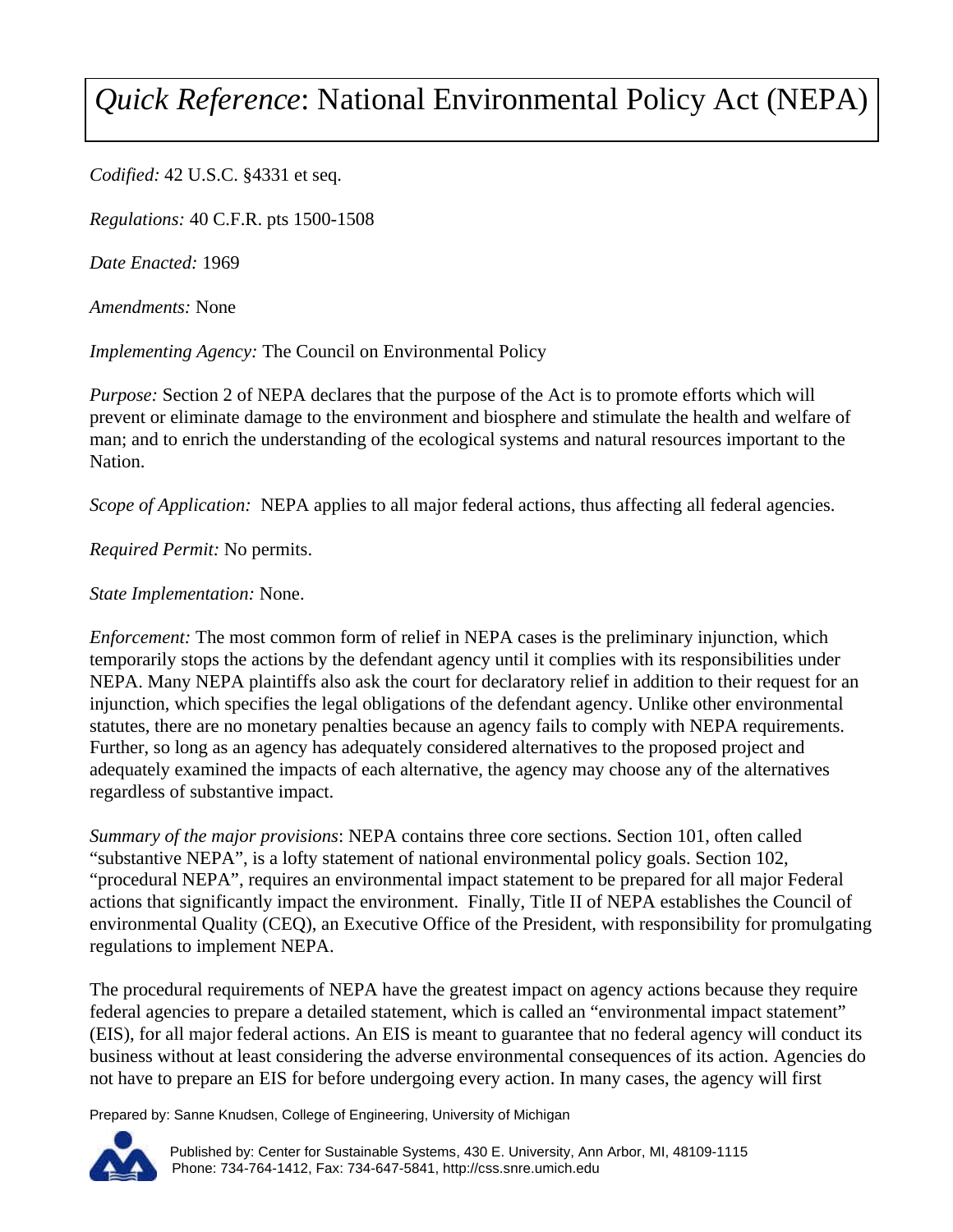# *Quick Reference*: National Environmental Policy Act (NEPA)

*Codified:* 42 U.S.C. §4331 et seq.

*Regulations:* 40 C.F.R. pts 1500-1508

*Date Enacted:* 1969

*Amendments:* None

*Implementing Agency:* The Council on Environmental Policy

*Purpose:* Section 2 of NEPA declares that the purpose of the Act is to promote efforts which will prevent or eliminate damage to the environment and biosphere and stimulate the health and welfare of man; and to enrich the understanding of the ecological systems and natural resources important to the Nation.

*Scope of Application:* NEPA applies to all major federal actions, thus affecting all federal agencies.

*Required Permit:* No permits.

*State Implementation:* None.

*Enforcement:* The most common form of relief in NEPA cases is the preliminary injunction, which temporarily stops the actions by the defendant agency until it complies with its responsibilities under NEPA. Many NEPA plaintiffs also ask the court for declaratory relief in addition to their request for an injunction, which specifies the legal obligations of the defendant agency. Unlike other environmental statutes, there are no monetary penalties because an agency fails to comply with NEPA requirements. Further, so long as an agency has adequately considered alternatives to the proposed project and adequately examined the impacts of each alternative, the agency may choose any of the alternatives regardless of substantive impact.

*Summary of the major provisions*: NEPA contains three core sections. Section 101, often called "substantive NEPA", is a lofty statement of national environmental policy goals. Section 102, "procedural NEPA", requires an environmental impact statement to be prepared for all major Federal actions that significantly impact the environment. Finally, Title II of NEPA establishes the Council of environmental Quality (CEQ), an Executive Office of the President, with responsibility for promulgating regulations to implement NEPA.

The procedural requirements of NEPA have the greatest impact on agency actions because they require federal agencies to prepare a detailed statement, which is called an "environmental impact statement" (EIS), for all major federal actions. An EIS is meant to guarantee that no federal agency will conduct its business without at least considering the adverse environmental consequences of its action. Agencies do not have to prepare an EIS for before undergoing every action. In many cases, the agency will first

Prepared by: Sanne Knudsen, College of Engineering, University of Michigan

Published by: Center for Sustainable Systems, 430 E. University, Ann Arbor, MI, 48109-1115
Phone: 734-764-1412, Fax: 734-647-5841, http://css.snre.umich.edu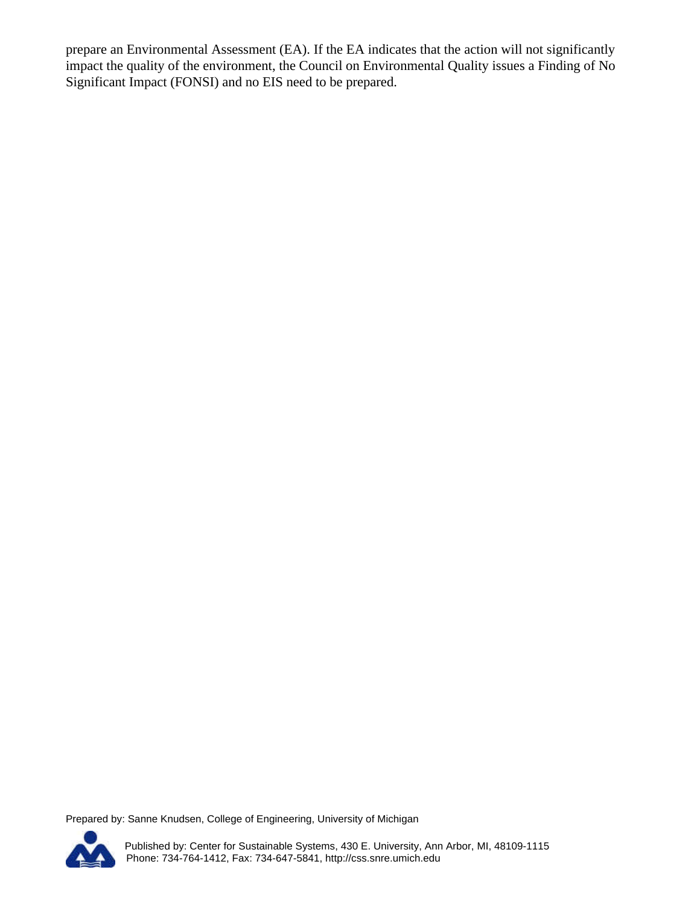prepare an Environmental Assessment (EA). If the EA indicates that the action will not significantly impact the quality of the environment, the Council on Environmental Quality issues a Finding of No Significant Impact (FONSI) and no EIS need to be prepared.

Prepared by: Sanne Knudsen, College of Engineering, University of Michigan

Published by: Center for Sustainable Systems, 430 E. University, Ann Arbor, MI, 48109-1115
Phone: 734-764-1412, Fax: 734-647-5841, http://css.snre.umich.edu